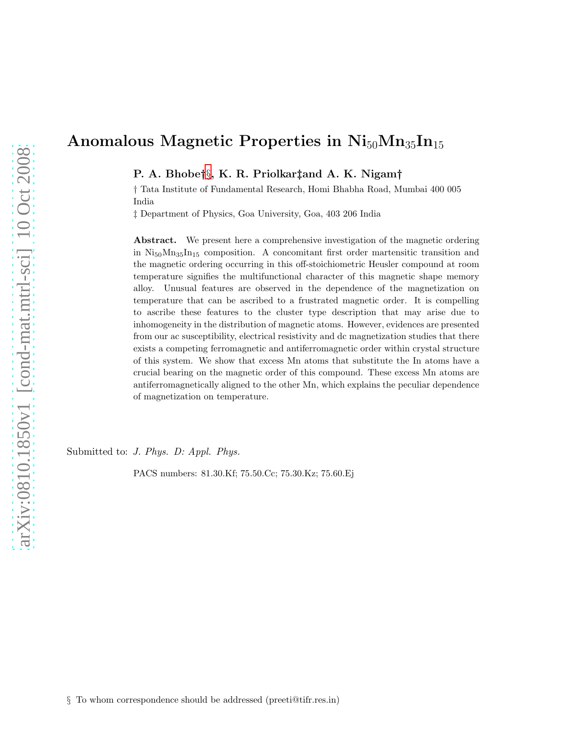# Anomalous Magnetic Properties in $Ni_{50}Mn_{35}In_{15}$

**P. A. Bhobe†§, K. R. Priolkar‡and A. K. Nigam†**

† Tata Institute of Fundamental Research, Homi Bhabha Road, Mumbai 400 005 India

‡ Department of Physics, Goa University, Goa, 403 206 India

**Abstract.** We present here a comprehensive investigation of the magnetic ordering in $Ni_{50}Mn_{35}In_{15}$ composition. A concomitant first order martensitic transition and the magnetic ordering occurring in this off-stoichiometric Heusler compound at room temperature signifies the multifunctional character of this magnetic shape memory alloy. Unusual features are observed in the dependence of the magnetization on temperature that can be ascribed to a frustrated magnetic order. It is compelling to ascribe these features to the cluster type description that may arise due to inhomogeneity in the distribution of magnetic atoms. However, evidences are presented from our ac susceptibility, electrical resistivity and dc magnetization studies that there exists a competing ferromagnetic and antiferromagnetic order within crystal structure of this system. We show that excess Mn atoms that substitute the In atoms have a crucial bearing on the magnetic order of this compound. These excess Mn atoms are antiferromagnetically aligned to the other Mn, which explains the peculiar dependence of magnetization on temperature.

Submitted to: *J. Phys. D: Appl. Phys.*

PACS numbers: 81.30.Kf; 75.50.Cc; 75.30.Kz; 75.60.Ej

§ To whom correspondence should be addressed (preeti@tifr.res.in)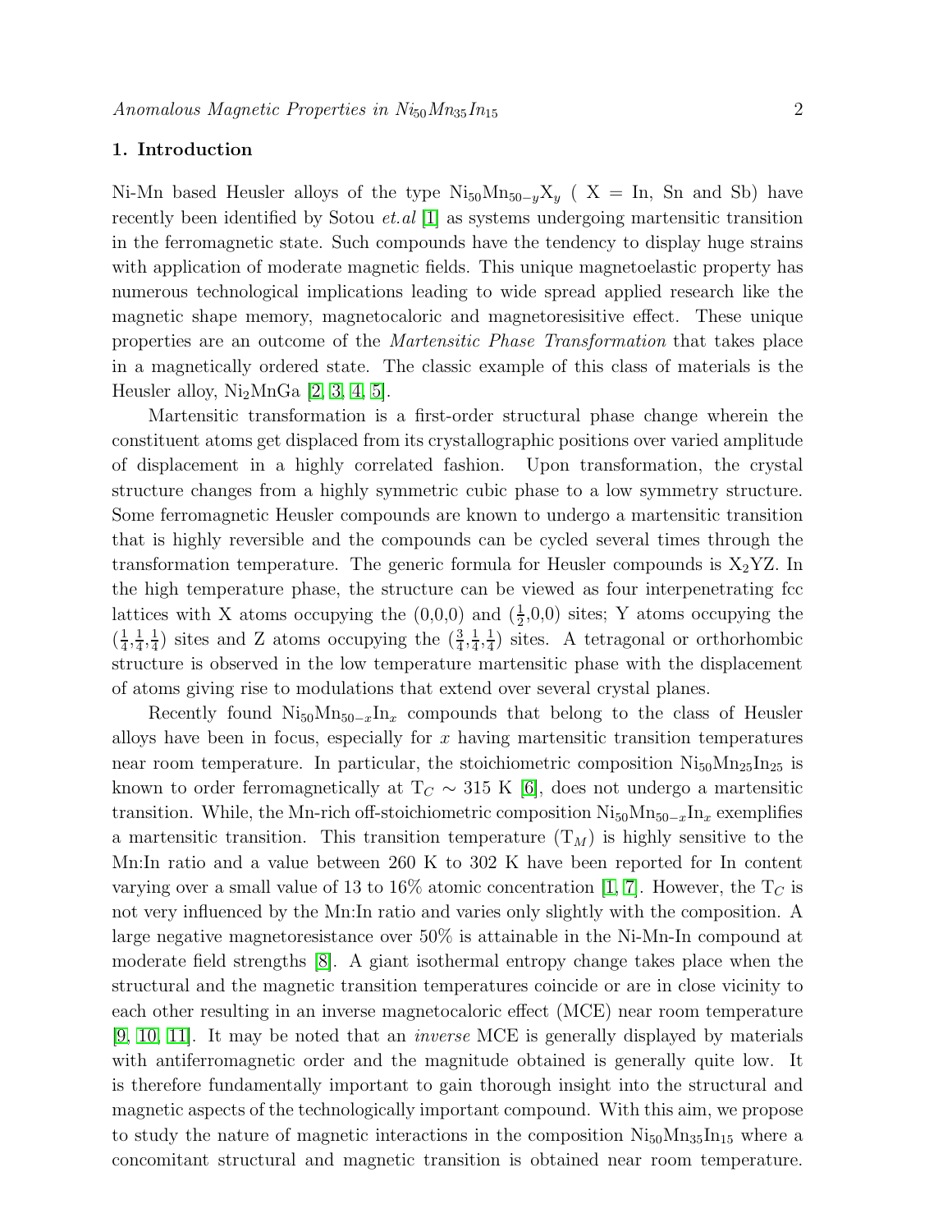## 1. Introduction

Ni-Mn based Heusler alloys of the type $Ni_{50}Mn_{50-y}X_y$ ( X = In, Sn and Sb) have recently been identified by Sotou *et.al* [1] as systems undergoing martensitic transition in the ferromagnetic state. Such compounds have the tendency to display huge strains with application of moderate magnetic fields. This unique magnetoelastic property has numerous technological implications leading to wide spread applied research like the magnetic shape memory, magnetocaloric and magnetoresisitive effect. These unique properties are an outcome of the *Martensitic Phase Transformation* that takes place in a magnetically ordered state. The classic example of this class of materials is the Heusler alloy, $Ni_2MnGa$ [2, 3, 4, 5].

Martensitic transformation is a first-order structural phase change wherein the constituent atoms get displaced from its crystallographic positions over varied amplitude of displacement in a highly correlated fashion. Upon transformation, the crystal structure changes from a highly symmetric cubic phase to a low symmetry structure. Some ferromagnetic Heusler compounds are known to undergo a martensitic transition that is highly reversible and the compounds can be cycled several times through the transformation temperature. The generic formula for Heusler compounds is $X_2YZ$. In the high temperature phase, the structure can be viewed as four interpenetrating fcc lattices with X atoms occupying the (0,0,0) and ($\frac{1}{2}$,0,0) sites; Y atoms occupying the ($\frac{1}{4}$,$\frac{1}{4}$,$\frac{1}{4}$) sites and Z atoms occupying the ($\frac{3}{4}$,$\frac{1}{4}$,$\frac{1}{4}$) sites. A tetragonal or orthorhombic structure is observed in the low temperature martensitic phase with the displacement of atoms giving rise to modulations that extend over several crystal planes.

Recently found $Ni_{50}Mn_{50-x}In_x$ compounds that belong to the class of Heusler alloys have been in focus, especially for $x$ having martensitic transition temperatures near room temperature. In particular, the stoichiometric composition $Ni_{50}Mn_{25}In_{25}$ is known to order ferromagnetically at $T_C \sim 315$ K [6], does not undergo a martensitic transition. While, the Mn-rich off-stoichiometric composition $Ni_{50}Mn_{50-x}In_x$ exemplifies a martensitic transition. This transition temperature ($T_M$) is highly sensitive to the Mn:In ratio and a value between 260 K to 302 K have been reported for In content varying over a small value of 13 to 16% atomic concentration [1, 7]. However, the $T_C$ is not very influenced by the Mn:In ratio and varies only slightly with the composition. A large negative magnetoresistance over 50% is attainable in the Ni-Mn-In compound at moderate field strengths [8]. A giant isothermal entropy change takes place when the structural and the magnetic transition temperatures coincide or are in close vicinity to each other resulting in an inverse magnetocaloric effect (MCE) near room temperature [9, 10, 11]. It may be noted that an *inverse* MCE is generally displayed by materials with antiferromagnetic order and the magnitude obtained is generally quite low. It is therefore fundamentally important to gain thorough insight into the structural and magnetic aspects of the technologically important compound. With this aim, we propose to study the nature of magnetic interactions in the composition $Ni_{50}Mn_{35}In_{15}$ where a concomitant structural and magnetic transition is obtained near room temperature.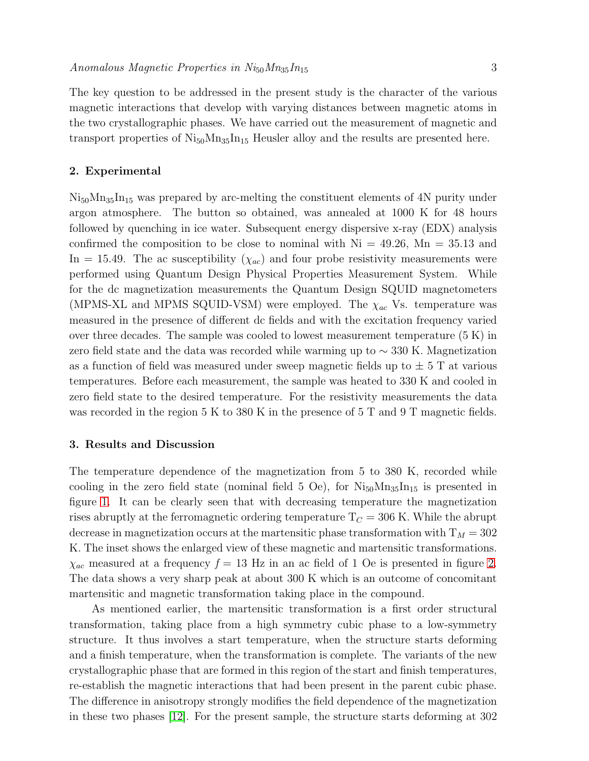The key question to be addressed in the present study is the character of the various magnetic interactions that develop with varying distances between magnetic atoms in the two crystallographic phases. We have carried out the measurement of magnetic and transport properties of $Ni_{50}Mn_{35}In_{15}$ Heusler alloy and the results are presented here.

## 2. Experimental

$Ni_{50}Mn_{35}In_{15}$ was prepared by arc-melting the constituent elements of 4N purity under argon atmosphere. The button so obtained, was annealed at 1000 K for 48 hours followed by quenching in ice water. Subsequent energy dispersive x-ray (EDX) analysis confirmed the composition to be close to nominal with Ni = 49.26, Mn = 35.13 and In = 15.49. The ac susceptibility ($\chi_{ac}$) and four probe resistivity measurements were performed using Quantum Design Physical Properties Measurement System. While for the dc magnetization measurements the Quantum Design SQUID magnetometers (MPMS-XL and MPMS SQUID-VSM) were employed. The $\chi_{ac}$ Vs. temperature was measured in the presence of different dc fields and with the excitation frequency varied over three decades. The sample was cooled to lowest measurement temperature (5 K) in zero field state and the data was recorded while warming up to $\sim$ 330 K. Magnetization as a function of field was measured under sweep magnetic fields up to $\pm$ 5 T at various temperatures. Before each measurement, the sample was heated to 330 K and cooled in zero field state to the desired temperature. For the resistivity measurements the data was recorded in the region 5 K to 380 K in the presence of 5 T and 9 T magnetic fields.

## 3. Results and Discussion

The temperature dependence of the magnetization from 5 to 380 K, recorded while cooling in the zero field state (nominal field 5 Oe), for $Ni_{50}Mn_{35}In_{15}$ is presented in figure 1. It can be clearly seen that with decreasing temperature the magnetization rises abruptly at the ferromagnetic ordering temperature $T_C$ = 306 K. While the abrupt decrease in magnetization occurs at the martensitic phase transformation with $T_M$ = 302 K. The inset shows the enlarged view of these magnetic and martensitic transformations. $\chi_{ac}$ measured at a frequency $f$ = 13 Hz in an ac field of 1 Oe is presented in figure 2. The data shows a very sharp peak at about 300 K which is an outcome of concomitant martensitic and magnetic transformation taking place in the compound.

As mentioned earlier, the martensitic transformation is a first order structural transformation, taking place from a high symmetry cubic phase to a low-symmetry structure. It thus involves a start temperature, when the structure starts deforming and a finish temperature, when the transformation is complete. The variants of the new crystallographic phase that are formed in this region of the start and finish temperatures, re-establish the magnetic interactions that had been present in the parent cubic phase. The difference in anisotropy strongly modifies the field dependence of the magnetization in these two phases [12]. For the present sample, the structure starts deforming at 302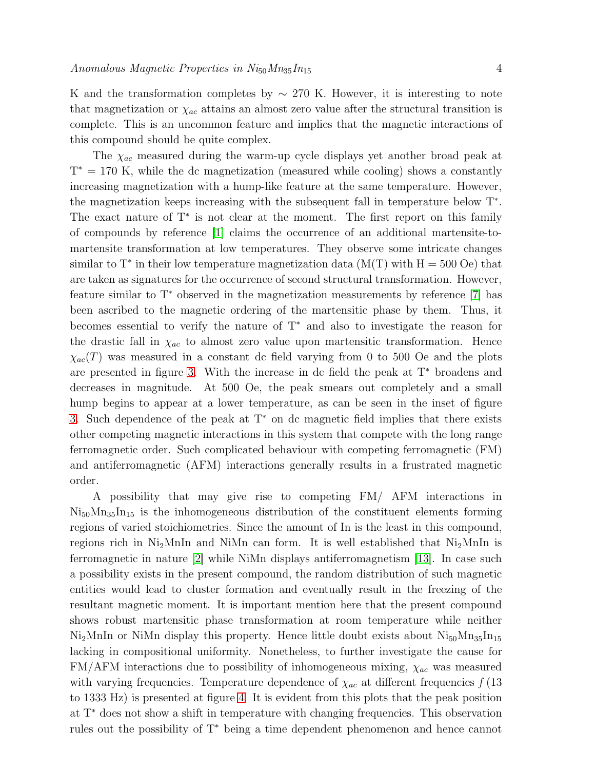K and the transformation completes by ∼ 270 K. However, it is interesting to note that magnetization or $\chi_{ac}$ attains an almost zero value after the structural transition is complete. This is an uncommon feature and implies that the magnetic interactions of this compound should be quite complex.

The $\chi_{ac}$ measured during the warm-up cycle displays yet another broad peak at $T^* = 170$ K, while the dc magnetization (measured while cooling) shows a constantly increasing magnetization with a hump-like feature at the same temperature. However, the magnetization keeps increasing with the subsequent fall in temperature below $T^*$. The exact nature of $T^*$ is not clear at the moment. The first report on this family of compounds by reference [1] claims the occurrence of an additional martensite-to-martensite transformation at low temperatures. They observe some intricate changes similar to $T^*$ in their low temperature magnetization data (M(T) with H = 500 Oe) that are taken as signatures for the occurrence of second structural transformation. However, feature similar to $T^*$ observed in the magnetization measurements by reference [7] has been ascribed to the magnetic ordering of the martensitic phase by them. Thus, it becomes essential to verify the nature of $T^*$ and also to investigate the reason for the drastic fall in $\chi_{ac}$ to almost zero value upon martensitic transformation. Hence $\chi_{ac}(T)$ was measured in a constant dc field varying from 0 to 500 Oe and the plots are presented in figure 3. With the increase in dc field the peak at $T^*$ broadens and decreases in magnitude. At 500 Oe, the peak smears out completely and a small hump begins to appear at a lower temperature, as can be seen in the inset of figure 3. Such dependence of the peak at $T^*$ on dc magnetic field implies that there exists other competing magnetic interactions in this system that compete with the long range ferromagnetic order. Such complicated behaviour with competing ferromagnetic (FM) and antiferromagnetic (AFM) interactions generally results in a frustrated magnetic order.

A possibility that may give rise to competing FM/ AFM interactions in $Ni_{50}Mn_{35}In_{15}$ is the inhomogeneous distribution of the constituent elements forming regions of varied stoichiometries. Since the amount of In is the least in this compound, regions rich in $Ni_2MnIn$ and NiMn can form. It is well established that $Ni_2MnIn$ is ferromagnetic in nature [2] while NiMn displays antiferromagnetism [13]. In case such a possibility exists in the present compound, the random distribution of such magnetic entities would lead to cluster formation and eventually result in the freezing of the resultant magnetic moment. It is important mention here that the present compound shows robust martensitic phase transformation at room temperature while neither $Ni_2MnIn$ or NiMn display this property. Hence little doubt exists about $Ni_{50}Mn_{35}In_{15}$ lacking in compositional uniformity. Nonetheless, to further investigate the cause for FM/AFM interactions due to possibility of inhomogeneous mixing, $\chi_{ac}$ was measured with varying frequencies. Temperature dependence of $\chi_{ac}$ at different frequencies $f$ (13 to 1333 Hz) is presented at figure 4. It is evident from this plots that the peak position at $T^*$ does not show a shift in temperature with changing frequencies. This observation rules out the possibility of $T^*$ being a time dependent phenomenon and hence cannot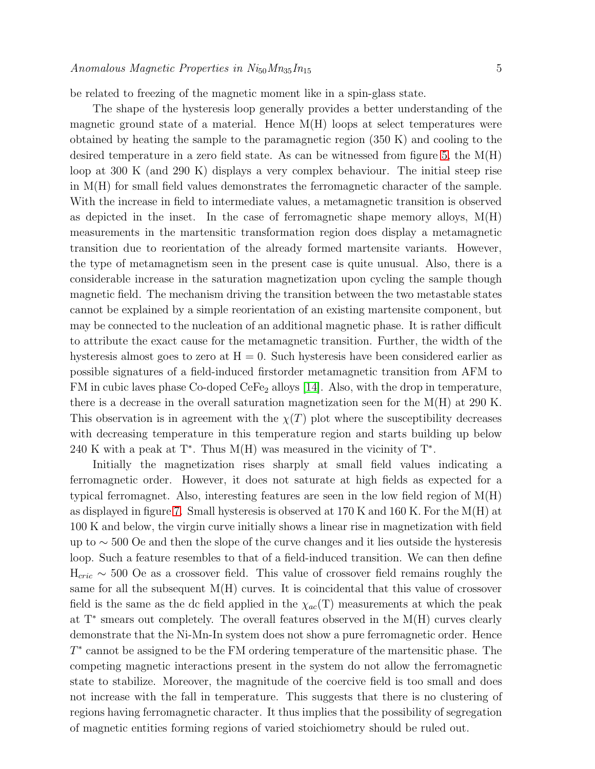be related to freezing of the magnetic moment like in a spin-glass state.

The shape of the hysteresis loop generally provides a better understanding of the magnetic ground state of a material. Hence M(H) loops at select temperatures were obtained by heating the sample to the paramagnetic region (350 K) and cooling to the desired temperature in a zero field state. As can be witnessed from figure 5, the M(H) loop at 300 K (and 290 K) displays a very complex behaviour. The initial steep rise in M(H) for small field values demonstrates the ferromagnetic character of the sample. With the increase in field to intermediate values, a metamagnetic transition is observed as depicted in the inset. In the case of ferromagnetic shape memory alloys, M(H) measurements in the martensitic transformation region does display a metamagnetic transition due to reorientation of the already formed martensite variants. However, the type of metamagnetism seen in the present case is quite unusual. Also, there is a considerable increase in the saturation magnetization upon cycling the sample though magnetic field. The mechanism driving the transition between the two metastable states cannot be explained by a simple reorientation of an existing martensite component, but may be connected to the nucleation of an additional magnetic phase. It is rather difficult to attribute the exact cause for the metamagnetic transition. Further, the width of the hysteresis almost goes to zero at H = 0. Such hysteresis have been considered earlier as possible signatures of a field-induced firstorder metamagnetic transition from AFM to FM in cubic laves phase Co-doped $CeFe_2$ alloys [14]. Also, with the drop in temperature, there is a decrease in the overall saturation magnetization seen for the M(H) at 290 K. This observation is in agreement with the $\chi(T)$ plot where the susceptibility decreases with decreasing temperature in this temperature region and starts building up below 240 K with a peak at $T^*$. Thus M(H) was measured in the vicinity of $T^*$.

Initially the magnetization rises sharply at small field values indicating a ferromagnetic order. However, it does not saturate at high fields as expected for a typical ferromagnet. Also, interesting features are seen in the low field region of M(H) as displayed in figure 7. Small hysteresis is observed at 170 K and 160 K. For the M(H) at 100 K and below, the virgin curve initially shows a linear rise in magnetization with field up to $\sim$ 500 Oe and then the slope of the curve changes and it lies outside the hysteresis loop. Such a feature resembles to that of a field-induced transition. We can then define $H_{cric} \sim 500$ Oe as a crossover field. This value of crossover field remains roughly the same for all the subsequent M(H) curves. It is coincidental that this value of crossover field is the same as the dc field applied in the $\chi_{ac}$(T) measurements at which the peak at $T^*$ smears out completely. The overall features observed in the M(H) curves clearly demonstrate that the Ni-Mn-In system does not show a pure ferromagnetic order. Hence $T^*$ cannot be assigned to be the FM ordering temperature of the martensitic phase. The competing magnetic interactions present in the system do not allow the ferromagnetic state to stabilize. Moreover, the magnitude of the coercive field is too small and does not increase with the fall in temperature. This suggests that there is no clustering of regions having ferromagnetic character. It thus implies that the possibility of segregation of magnetic entities forming regions of varied stoichiometry should be ruled out.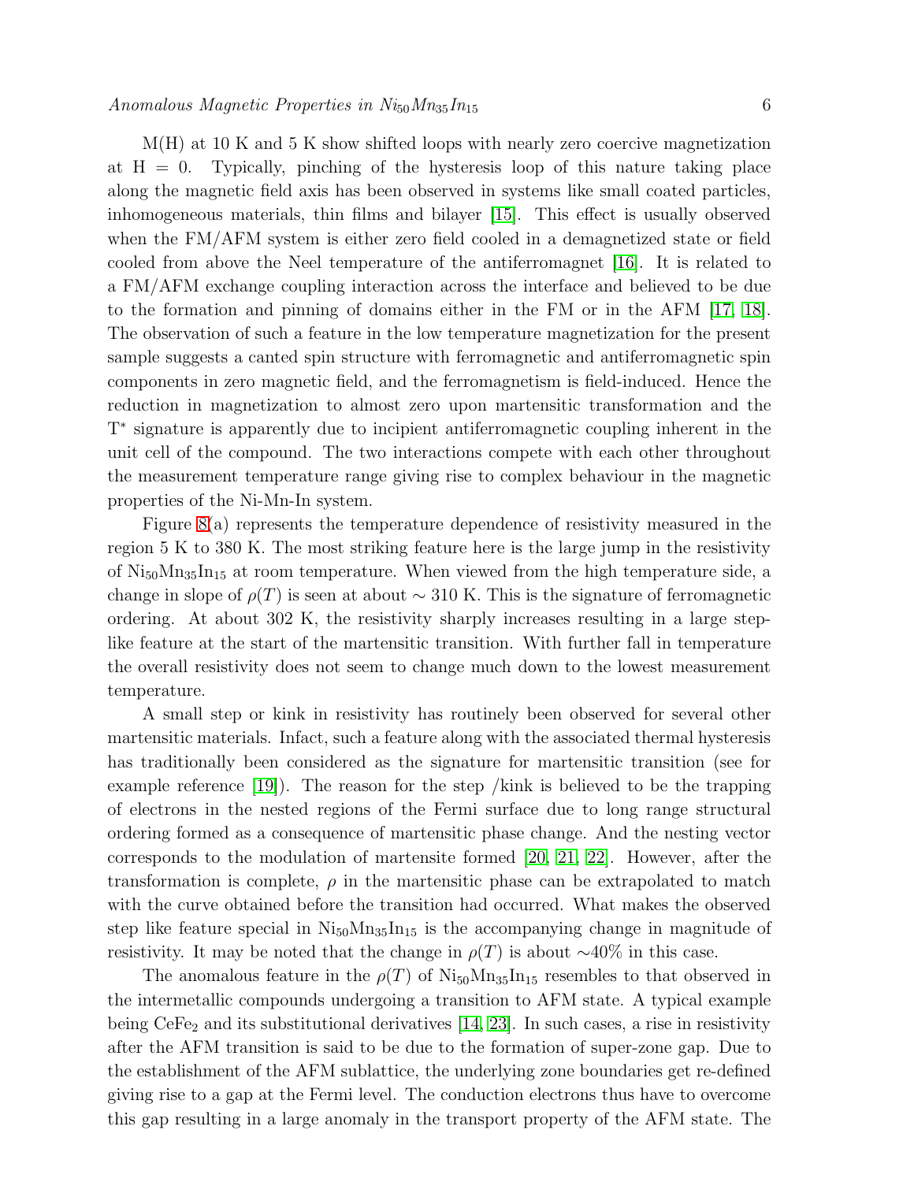M(H) at 10 K and 5 K show shifted loops with nearly zero coercive magnetization at H = 0. Typically, pinching of the hysteresis loop of this nature taking place along the magnetic field axis has been observed in systems like small coated particles, inhomogeneous materials, thin films and bilayer [15]. This effect is usually observed when the FM/AFM system is either zero field cooled in a demagnetized state or field cooled from above the Neel temperature of the antiferromagnet [16]. It is related to a FM/AFM exchange coupling interaction across the interface and believed to be due to the formation and pinning of domains either in the FM or in the AFM [17, 18]. The observation of such a feature in the low temperature magnetization for the present sample suggests a canted spin structure with ferromagnetic and antiferromagnetic spin components in zero magnetic field, and the ferromagnetism is field-induced. Hence the reduction in magnetization to almost zero upon martensitic transformation and the $T^*$ signature is apparently due to incipient antiferromagnetic coupling inherent in the unit cell of the compound. The two interactions compete with each other throughout the measurement temperature range giving rise to complex behaviour in the magnetic properties of the Ni-Mn-In system.

Figure 8(a) represents the temperature dependence of resistivity measured in the region 5 K to 380 K. The most striking feature here is the large jump in the resistivity of $Ni_{50}Mn_{35}In_{15}$ at room temperature. When viewed from the high temperature side, a change in slope of $\rho(T)$ is seen at about $\sim$ 310 K. This is the signature of ferromagnetic ordering. At about 302 K, the resistivity sharply increases resulting in a large step-like feature at the start of the martensitic transition. With further fall in temperature the overall resistivity does not seem to change much down to the lowest measurement temperature.

A small step or kink in resistivity has routinely been observed for several other martensitic materials. Infact, such a feature along with the associated thermal hysteresis has traditionally been considered as the signature for martensitic transition (see for example reference [19]). The reason for the step /kink is believed to be the trapping of electrons in the nested regions of the Fermi surface due to long range structural ordering formed as a consequence of martensitic phase change. And the nesting vector corresponds to the modulation of martensite formed [20, 21, 22]. However, after the transformation is complete, $\rho$ in the martensitic phase can be extrapolated to match with the curve obtained before the transition had occurred. What makes the observed step like feature special in $Ni_{50}Mn_{35}In_{15}$ is the accompanying change in magnitude of resistivity. It may be noted that the change in $\rho(T)$ is about $\sim$40% in this case.

The anomalous feature in the $\rho(T)$ of $Ni_{50}Mn_{35}In_{15}$ resembles to that observed in the intermetallic compounds undergoing a transition to AFM state. A typical example being $CeFe_2$ and its substitutional derivatives [14, 23]. In such cases, a rise in resistivity after the AFM transition is said to be due to the formation of super-zone gap. Due to the establishment of the AFM sublattice, the underlying zone boundaries get re-defined giving rise to a gap at the Fermi level. The conduction electrons thus have to overcome this gap resulting in a large anomaly in the transport property of the AFM state. The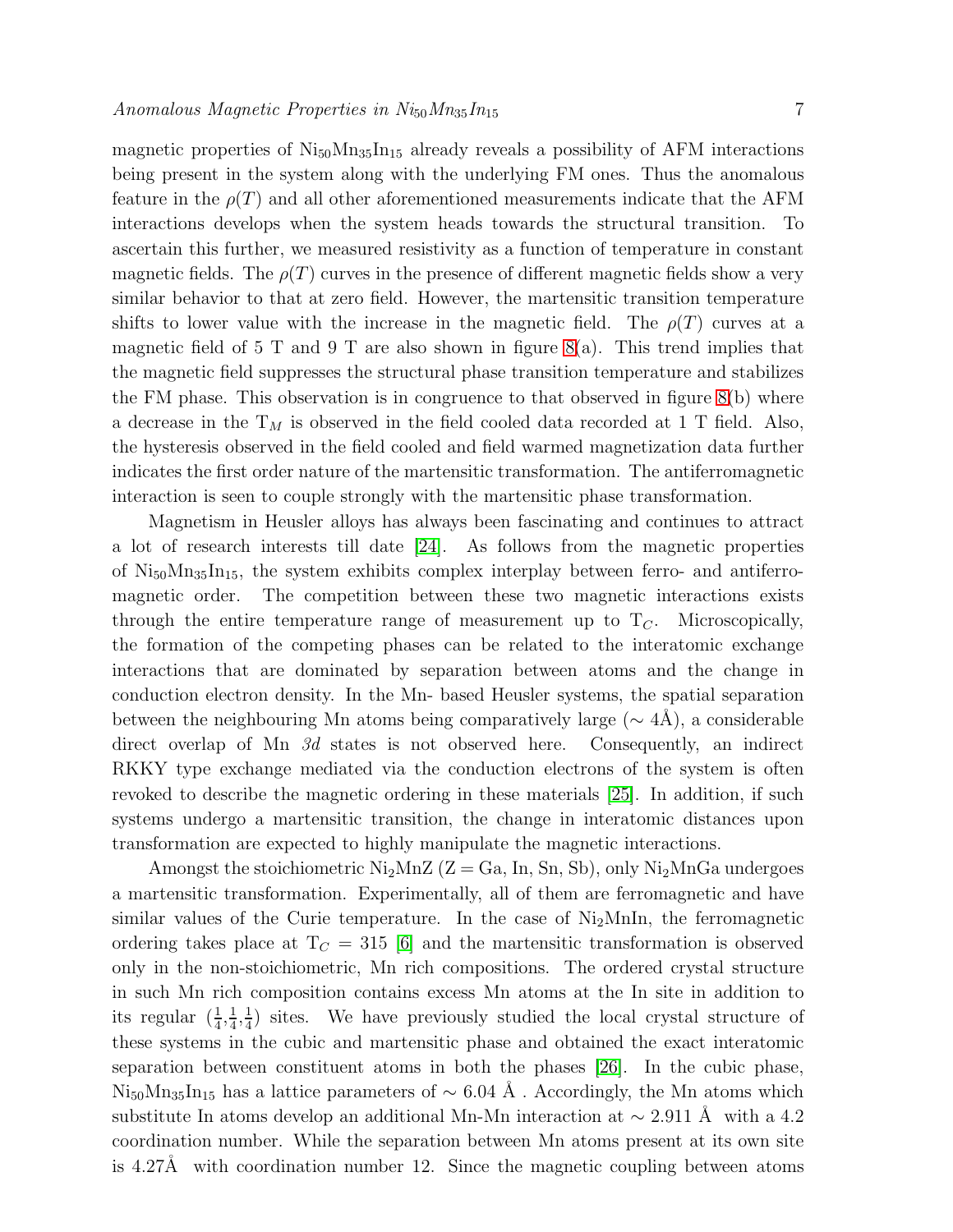magnetic properties of $Ni_{50}Mn_{35}In_{15}$ already reveals a possibility of AFM interactions being present in the system along with the underlying FM ones. Thus the anomalous feature in the $\rho(T)$ and all other aforementioned measurements indicate that the AFM interactions develops when the system heads towards the structural transition. To ascertain this further, we measured resistivity as a function of temperature in constant magnetic fields. The $\rho(T)$ curves in the presence of different magnetic fields show a very similar behavior to that at zero field. However, the martensitic transition temperature shifts to lower value with the increase in the magnetic field. The $\rho(T)$ curves at a magnetic field of 5 T and 9 T are also shown in figure 8(a). This trend implies that the magnetic field suppresses the structural phase transition temperature and stabilizes the FM phase. This observation is in congruence to that observed in figure 8(b) where a decrease in the $T_M$ is observed in the field cooled data recorded at 1 T field. Also, the hysteresis observed in the field cooled and field warmed magnetization data further indicates the first order nature of the martensitic transformation. The antiferromagnetic interaction is seen to couple strongly with the martensitic phase transformation.

Magnetism in Heusler alloys has always been fascinating and continues to attract a lot of research interests till date [24]. As follows from the magnetic properties of $Ni_{50}Mn_{35}In_{15}$, the system exhibits complex interplay between ferro- and antiferromagnetic order. The competition between these two magnetic interactions exists through the entire temperature range of measurement up to $T_C$. Microscopically, the formation of the competing phases can be related to the interatomic exchange interactions that are dominated by separation between atoms and the change in conduction electron density. In the Mn- based Heusler systems, the spatial separation between the neighbouring Mn atoms being comparatively large ($\sim$ 4Å), a considerable direct overlap of Mn *3d* states is not observed here. Consequently, an indirect RKKY type exchange mediated via the conduction electrons of the system is often revoked to describe the magnetic ordering in these materials [25]. In addition, if such systems undergo a martensitic transition, the change in interatomic distances upon transformation are expected to highly manipulate the magnetic interactions.

Amongst the stoichiometric $Ni_2MnZ$ (Z = Ga, In, Sn, Sb), only $Ni_2MnGa$ undergoes a martensitic transformation. Experimentally, all of them are ferromagnetic and have similar values of the Curie temperature. In the case of $Ni_2MnIn$, the ferromagnetic ordering takes place at $T_C$ = 315 [6] and the martensitic transformation is observed only in the non-stoichiometric, Mn rich compositions. The ordered crystal structure in such Mn rich composition contains excess Mn atoms at the In site in addition to its regular ($\frac{1}{4}$,$\frac{1}{4}$,$\frac{1}{4}$) sites. We have previously studied the local crystal structure of these systems in the cubic and martensitic phase and obtained the exact interatomic separation between constituent atoms in both the phases [26]. In the cubic phase, $Ni_{50}Mn_{35}In_{15}$ has a lattice parameters of $\sim$ 6.04 Å . Accordingly, the Mn atoms which substitute In atoms develop an additional Mn-Mn interaction at $\sim$ 2.911 Å with a 4.2 coordination number. While the separation between Mn atoms present at its own site is 4.27Å with coordination number 12. Since the magnetic coupling between atoms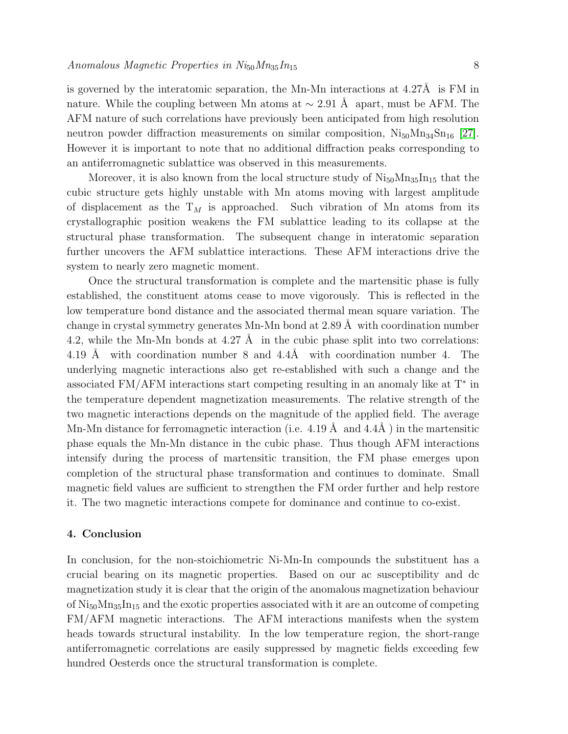is governed by the interatomic separation, the Mn-Mn interactions at 4.27Å is FM in nature. While the coupling between Mn atoms at $\sim 2.91$ Å apart, must be AFM. The AFM nature of such correlations have previously been anticipated from high resolution neutron powder diffraction measurements on similar composition, $Ni_{50}Mn_{34}Sn_{16}$ [27]. However it is important to note that no additional diffraction peaks corresponding to an antiferromagnetic sublattice was observed in this measurements.

Moreover, it is also known from the local structure study of $Ni_{50}Mn_{35}In_{15}$ that the cubic structure gets highly unstable with Mn atoms moving with largest amplitude of displacement as the $T_M$ is approached. Such vibration of Mn atoms from its crystallographic position weakens the FM sublattice leading to its collapse at the structural phase transformation. The subsequent change in interatomic separation further uncovers the AFM sublattice interactions. These AFM interactions drive the system to nearly zero magnetic moment.

Once the structural transformation is complete and the martensitic phase is fully established, the constituent atoms cease to move vigorously. This is reflected in the low temperature bond distance and the associated thermal mean square variation. The change in crystal symmetry generates Mn-Mn bond at 2.89 Å with coordination number 4.2, while the Mn-Mn bonds at 4.27 Å in the cubic phase split into two correlations: 4.19 Å with coordination number 8 and 4.4Å with coordination number 4. The underlying magnetic interactions also get re-established with such a change and the associated FM/AFM interactions start competing resulting in an anomaly like at $T^*$ in the temperature dependent magnetization measurements. The relative strength of the two magnetic interactions depends on the magnitude of the applied field. The average Mn-Mn distance for ferromagnetic interaction (i.e. 4.19 Å and 4.4Å ) in the martensitic phase equals the Mn-Mn distance in the cubic phase. Thus though AFM interactions intensify during the process of martensitic transition, the FM phase emerges upon completion of the structural phase transformation and continues to dominate. Small magnetic field values are sufficient to strengthen the FM order further and help restore it. The two magnetic interactions compete for dominance and continue to co-exist.

## 4. Conclusion

In conclusion, for the non-stoichiometric Ni-Mn-In compounds the substituent has a crucial bearing on its magnetic properties. Based on our ac susceptibility and dc magnetization study it is clear that the origin of the anomalous magnetization behaviour of $Ni_{50}Mn_{35}In_{15}$ and the exotic properties associated with it are an outcome of competing FM/AFM magnetic interactions. The AFM interactions manifests when the system heads towards structural instability. In the low temperature region, the short-range antiferromagnetic correlations are easily suppressed by magnetic fields exceeding few hundred Oesterds once the structural transformation is complete.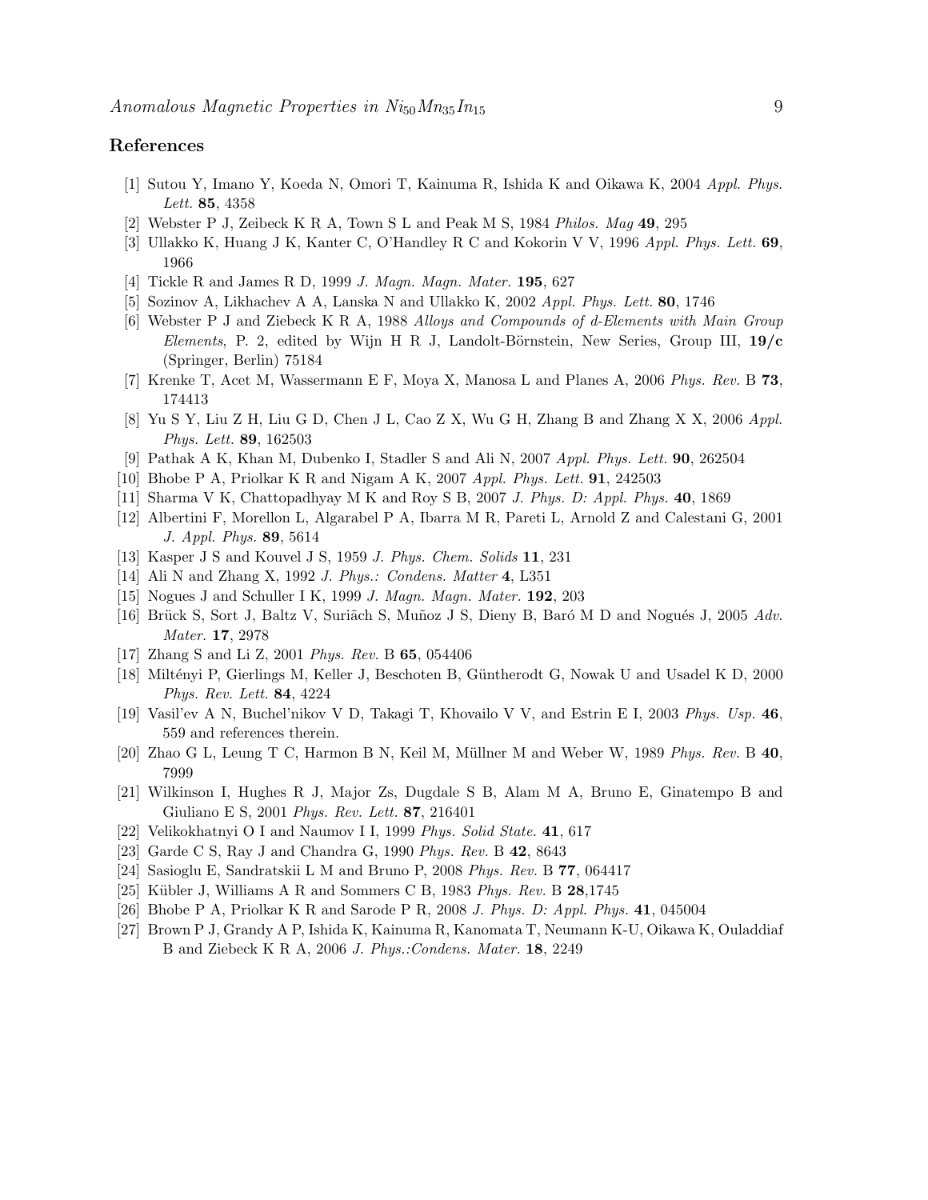## References

[1] Sutou Y, Imano Y, Koeda N, Omori T, Kainuma R, Ishida K and Oikawa K, 2004 *Appl. Phys. Lett.* **85**, 4358

[2] Webster P J, Zeibeck K R A, Town S L and Peak M S, 1984 *Philos. Mag* **49**, 295

[3] Ullakko K, Huang J K, Kanter C, O'Handley R C and Kokorin V V, 1996 *Appl. Phys. Lett.* **69**, 1966

[4] Tickle R and James R D, 1999 *J. Magn. Magn. Mater.* **195**, 627

[5] Sozinov A, Likhachev A A, Lanska N and Ullakko K, 2002 *Appl. Phys. Lett.* **80**, 1746

[6] Webster P J and Ziebeck K R A, 1988 *Alloys and Compounds of d-Elements with Main Group Elements*, P. 2, edited by Wijn H R J, Landolt-Börnstein, New Series, Group III, **19/c** (Springer, Berlin) 75184

[7] Krenke T, Acet M, Wassermann E F, Moya X, Manosa L and Planes A, 2006 *Phys. Rev.* B **73**, 174413

[8] Yu S Y, Liu Z H, Liu G D, Chen J L, Cao Z X, Wu G H, Zhang B and Zhang X X, 2006 *Appl. Phys. Lett.* **89**, 162503

[9] Pathak A K, Khan M, Dubenko I, Stadler S and Ali N, 2007 *Appl. Phys. Lett.* **90**, 262504

[10] Bhobe P A, Priolkar K R and Nigam A K, 2007 *Appl. Phys. Lett.* **91**, 242503

[11] Sharma V K, Chattopadhyay M K and Roy S B, 2007 *J. Phys. D: Appl. Phys.* **40**, 1869

[12] Albertini F, Morellon L, Algarabel P A, Ibarra M R, Pareti L, Arnold Z and Calestani G, 2001 *J. Appl. Phys.* **89**, 5614

[13] Kasper J S and Kouvel J S, 1959 *J. Phys. Chem. Solids* **11**, 231

[14] Ali N and Zhang X, 1992 *J. Phys.: Condens. Matter* **4**, L351

[15] Nogues J and Schuller I K, 1999 *J. Magn. Magn. Mater.* **192**, 203

[16] Brück S, Sort J, Baltz V, Suriăch S, Muñoz J S, Dieny B, Baró M D and Nogués J, 2005 *Adv. Mater.* **17**, 2978

[17] Zhang S and Li Z, 2001 *Phys. Rev.* B **65**, 054406

[18] Miltényi P, Gierlings M, Keller J, Beschoten B, Güntherodt G, Nowak U and Usadel K D, 2000 *Phys. Rev. Lett.* **84**, 4224

[19] Vasil'ev A N, Buchel'nikov V D, Takagi T, Khovailo V V, and Estrin E I, 2003 *Phys. Usp.* **46**, 559 and references therein.

[20] Zhao G L, Leung T C, Harmon B N, Keil M, Müllner M and Weber W, 1989 *Phys. Rev.* B **40**, 7999

[21] Wilkinson I, Hughes R J, Major Zs, Dugdale S B, Alam M A, Bruno E, Ginatempo B and Giuliano E S, 2001 *Phys. Rev. Lett.* **87**, 216401

[22] Velikokhatnyi O I and Naumov I I, 1999 *Phys. Solid State.* **41**, 617

[23] Garde C S, Ray J and Chandra G, 1990 *Phys. Rev.* B **42**, 8643

[24] Sasioglu E, Sandratskii L M and Bruno P, 2008 *Phys. Rev.* B **77**, 064417

[25] Kübler J, Williams A R and Sommers C B, 1983 *Phys. Rev.* B **28**,1745

[26] Bhobe P A, Priolkar K R and Sarode P R, 2008 *J. Phys. D: Appl. Phys.* **41**, 045004

[27] Brown P J, Grandy A P, Ishida K, Kainuma R, Kanomata T, Neumann K-U, Oikawa K, Ouladdiaf B and Ziebeck K R A, 2006 *J. Phys.:Condens. Mater.* **18**, 2249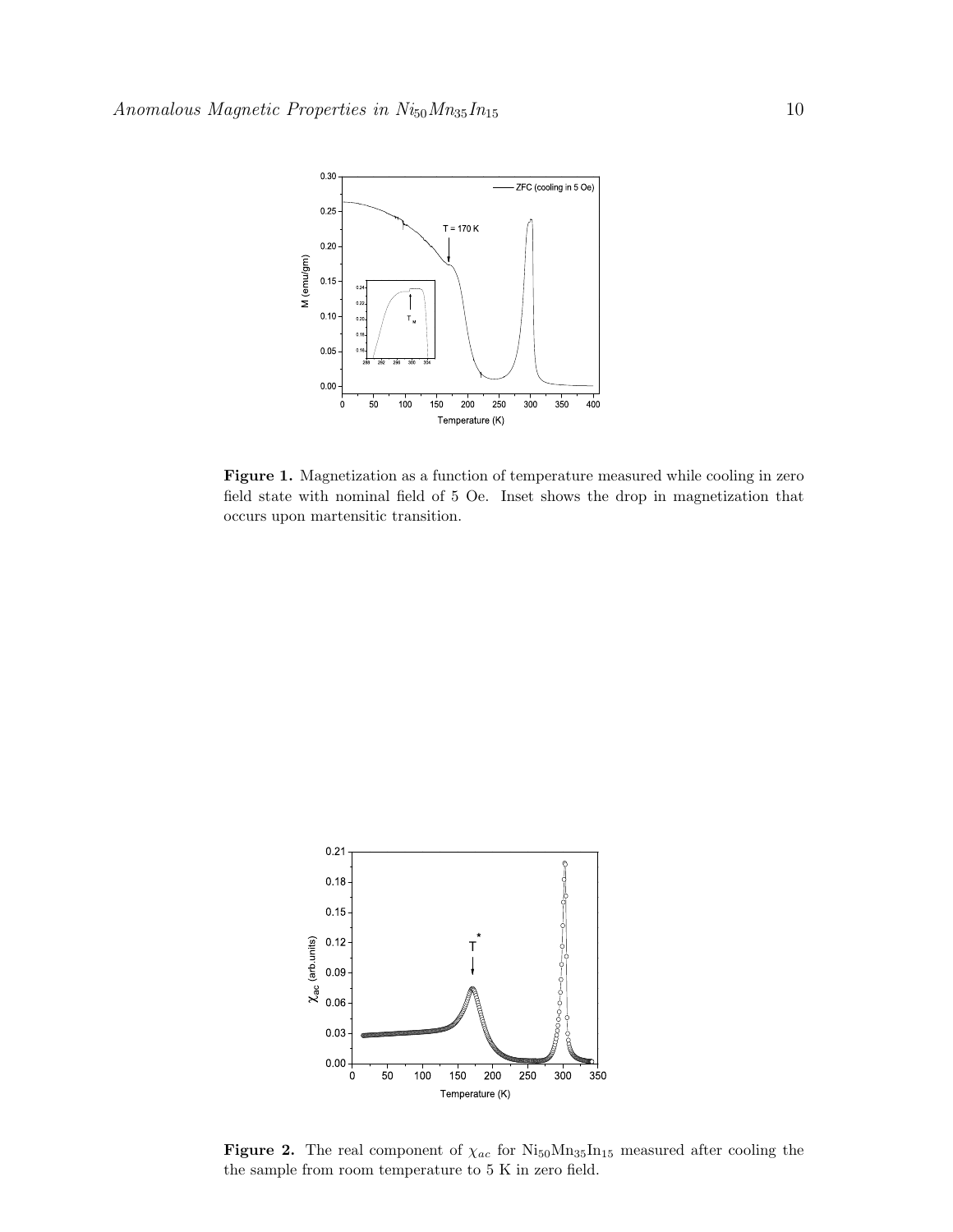**Figure 1.** Magnetization as a function of temperature measured while cooling in zero field state with nominal field of 5 Oe. Inset shows the drop in magnetization that occurs upon martensitic transition.

**Figure 2.** The real component of $\chi_{ac}$ for $Ni_{50}Mn_{35}In_{15}$ measured after cooling the the sample from room temperature to 5 K in zero field.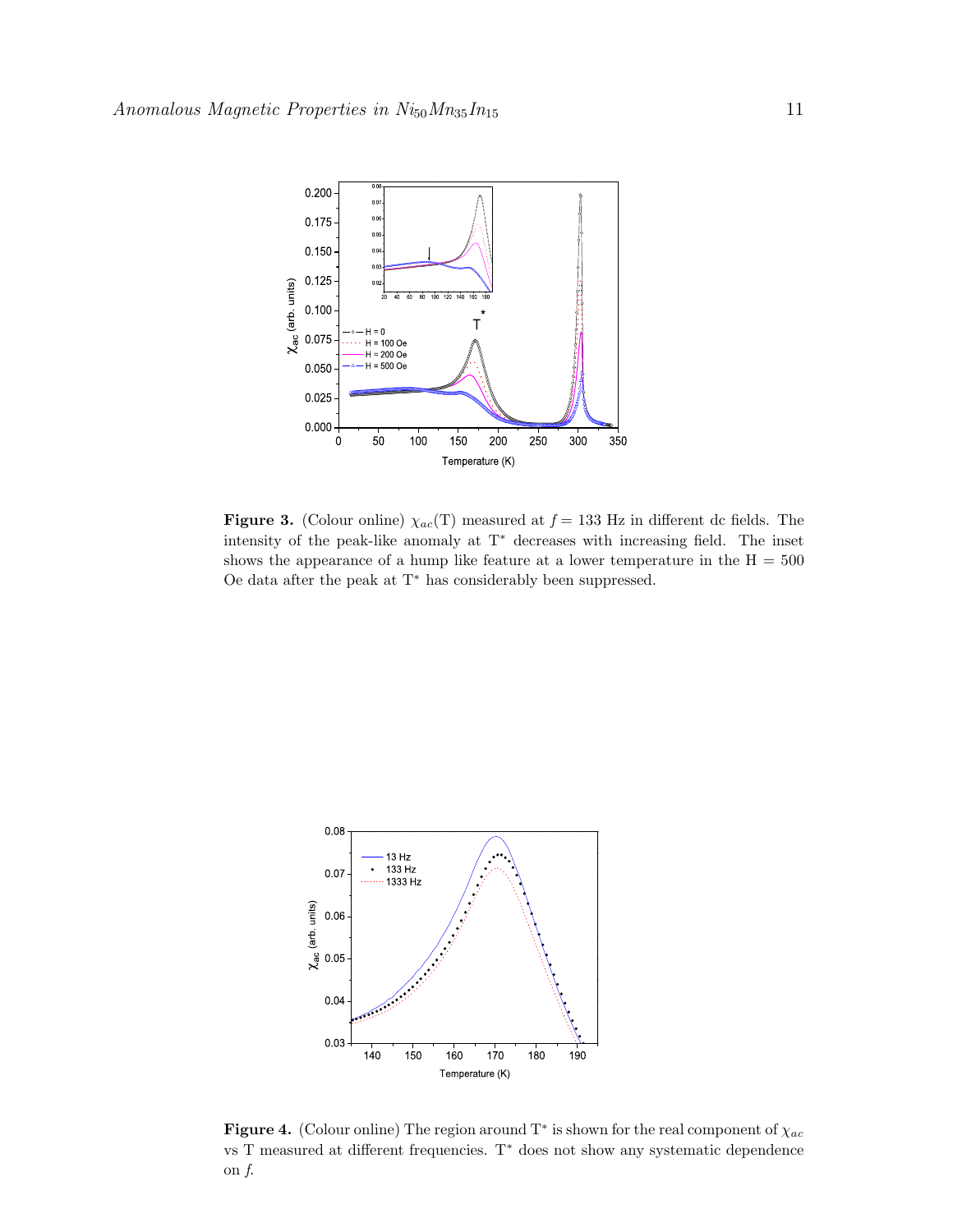**Figure 3.** (Colour online) $\chi_{ac}$(T) measured at $f = 133$ Hz in different dc fields. The intensity of the peak-like anomaly at T$^*$ decreases with increasing field. The inset shows the appearance of a hump like feature at a lower temperature in the H = 500 Oe data after the peak at T$^*$ has considerably been suppressed.

**Figure 4.** (Colour online) The region around T$^*$ is shown for the real component of $\chi_{ac}$ vs T measured at different frequencies. T$^*$ does not show any systematic dependence on $f$.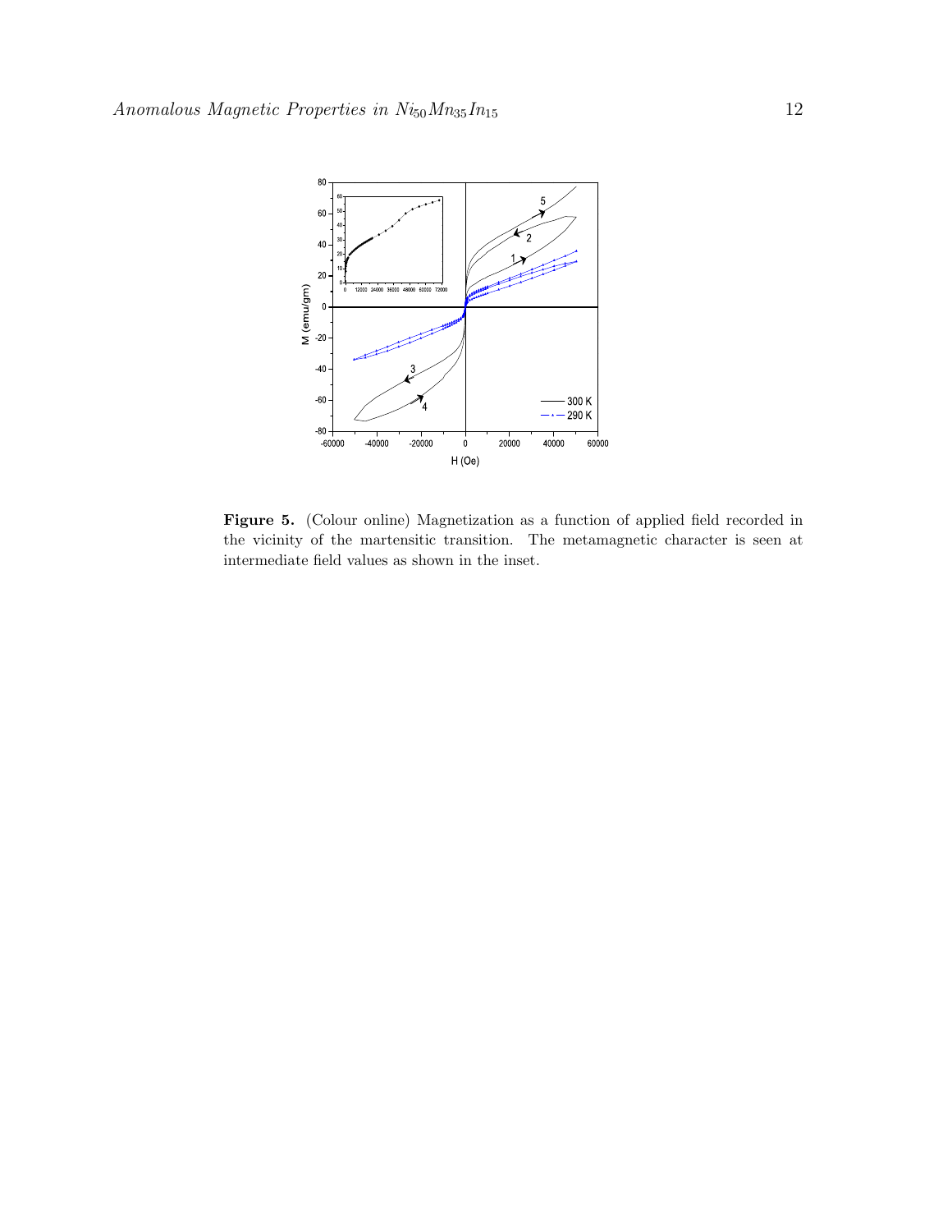**Figure 5.** (Colour online) Magnetization as a function of applied field recorded in the vicinity of the martensitic transition. The metamagnetic character is seen at intermediate field values as shown in the inset.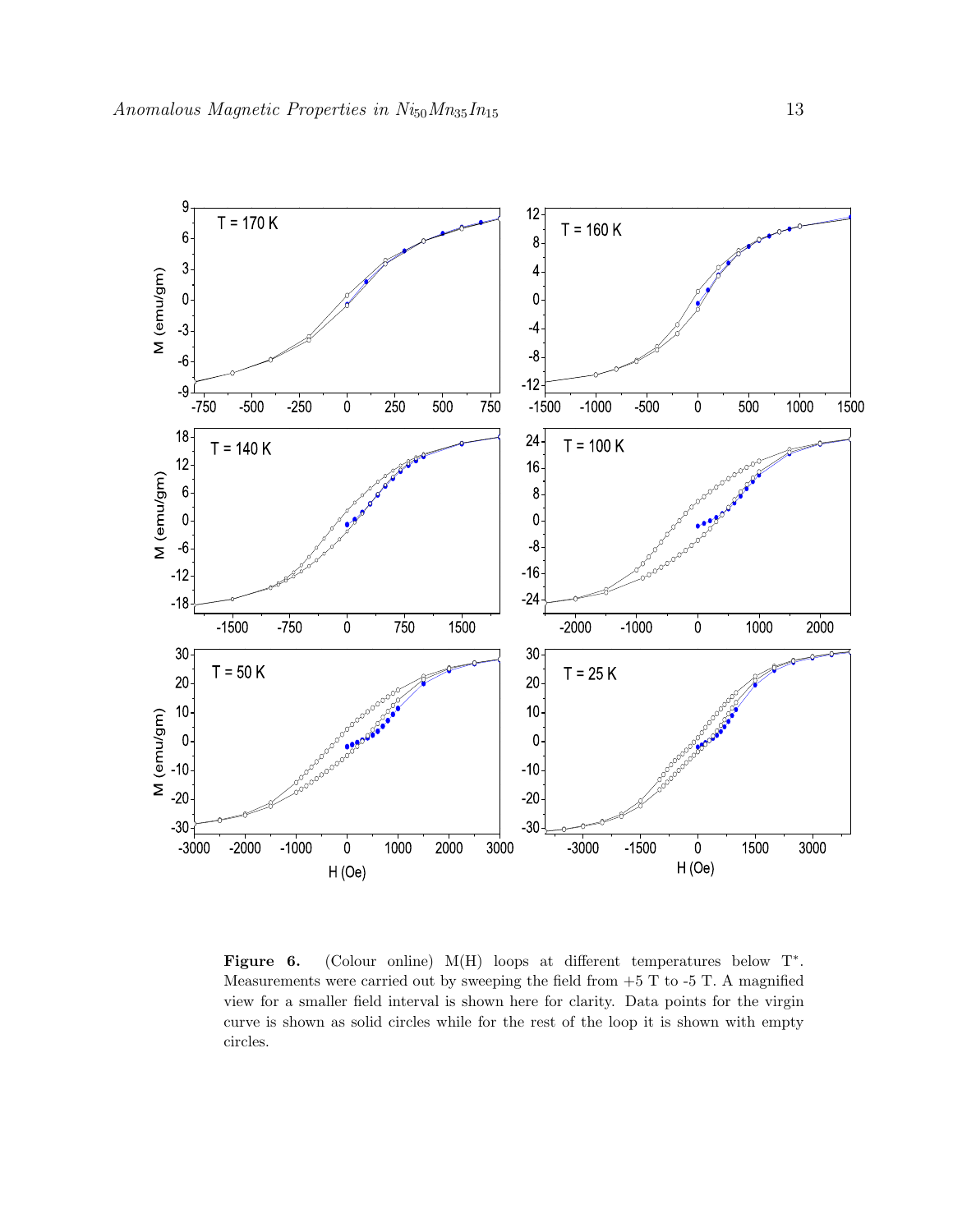**Figure 6.** (Colour online) M(H) loops at different temperatures below $T^*$. Measurements were carried out by sweeping the field from +5 T to -5 T. A magnified view for a smaller field interval is shown here for clarity. Data points for the virgin curve is shown as solid circles while for the rest of the loop it is shown with empty circles.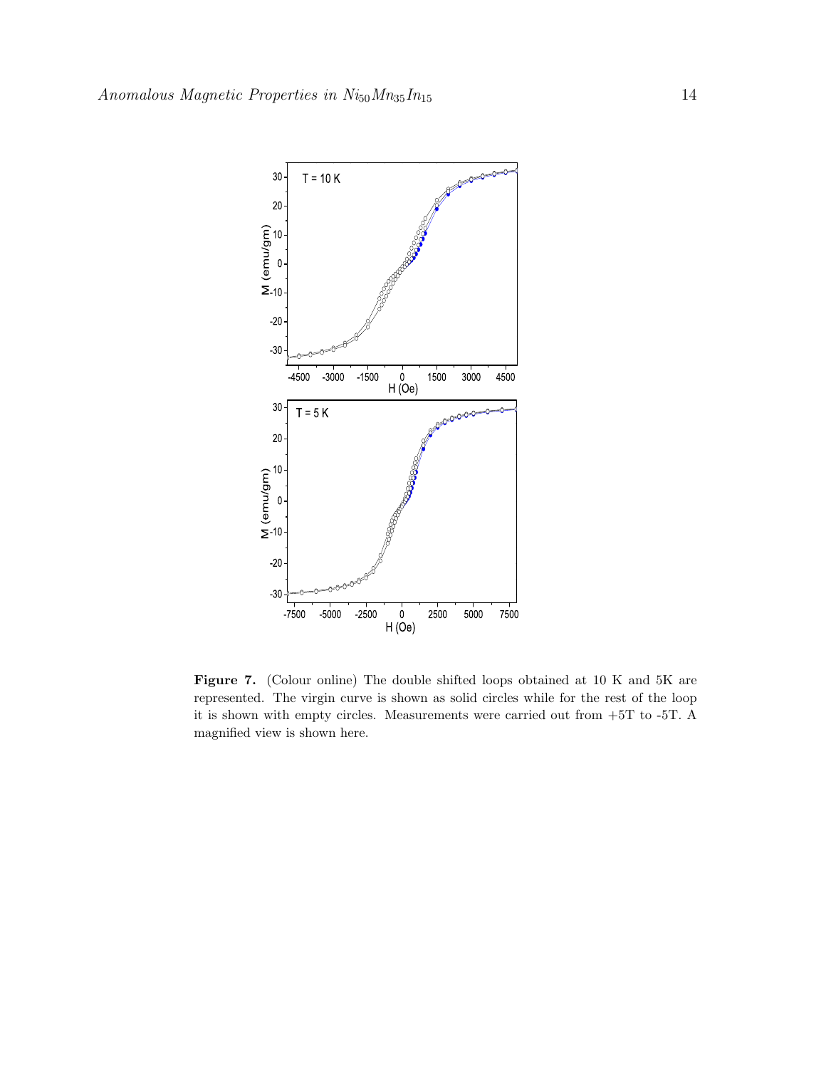**Figure 7.** (Colour online) The double shifted loops obtained at 10 K and 5K are represented. The virgin curve is shown as solid circles while for the rest of the loop it is shown with empty circles. Measurements were carried out from +5T to -5T. A magnified view is shown here.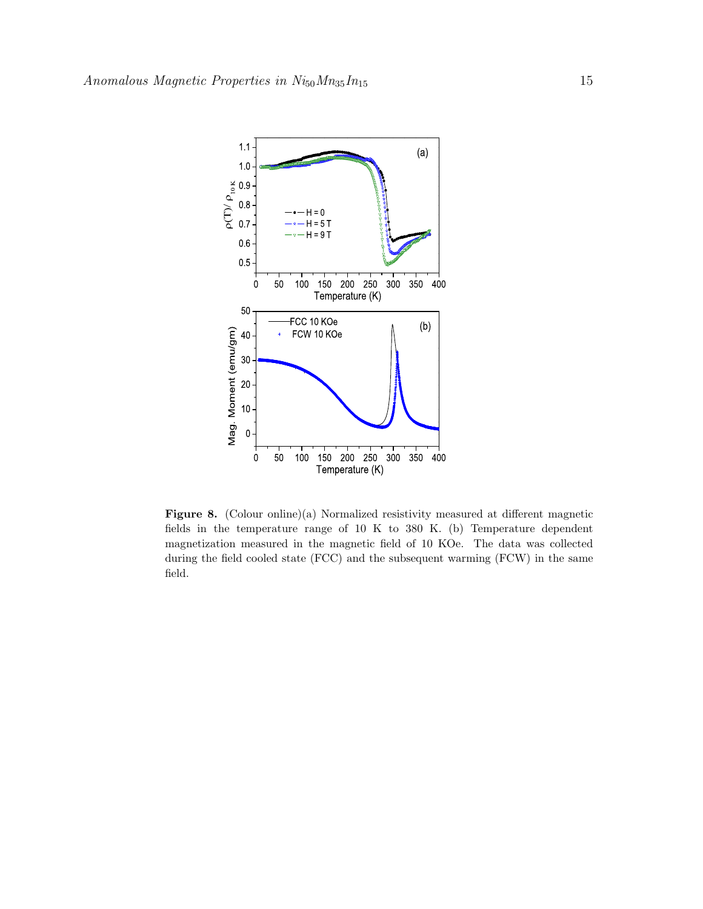(a)

ρ(T)/ ρ 10 K

1.1
1.0
0.9
0.8
0.7
0.6
0.5

H = 0
H = 5 T
H = 9 T

0 50 100 150 200 250 300 350 400

Temperature (K)

(b)

Mag. Moment (emu/gm)

50
40
30
20
10
0

FCC 10 KOe
FCW 10 KOe

0 50 100 150 200 250 300 350 400

Temperature (K)

**Figure 8.** (Colour online)(a) Normalized resistivity measured at different magnetic fields in the temperature range of 10 K to 380 K. (b) Temperature dependent magnetization measured in the magnetic field of 10 KOe. The data was collected during the field cooled state (FCC) and the subsequent warming (FCW) in the same field.